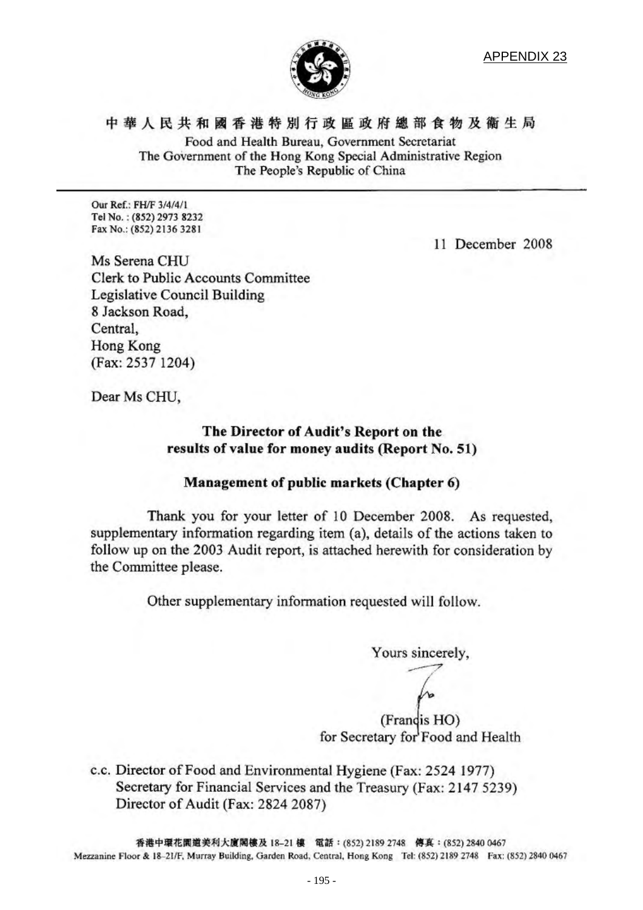APPENDIX 23

中華人民共和國香港特別行政區政府總部食物及衞生局

Food and Health Bureau, Government Secretariat
The Government of the Hong Kong Special Administrative Region
The People's Republic of China

Our Ref.: FH/F 3/4/4/1
Tel No. : (852) 2973 8232
Fax No.: (852) 2136 3281

11 December 2008

Ms Serena CHU
Clerk to Public Accounts Committee
Legislative Council Building
8 Jackson Road,
Central,
Hong Kong
(Fax: 2537 1204)

Dear Ms CHU,

**The Director of Audit's Report on the results of value for money audits (Report No. 51)**

**Management of public markets (Chapter 6)**

Thank you for your letter of 10 December 2008. As requested, supplementary information regarding item (a), details of the actions taken to follow up on the 2003 Audit report, is attached herewith for consideration by the Committee please.

Other supplementary information requested will follow.

Yours sincerely,

(Francis HO)
for Secretary for Food and Health

c.c. Director of Food and Environmental Hygiene (Fax: 2524 1977)
Secretary for Financial Services and the Treasury (Fax: 2147 5239)
Director of Audit (Fax: 2824 2087)

香港中環花園道美利大廈閣樓及 18–21 樓 電話：(852) 2189 2748 傳真：(852) 2840 0467
Mezzanine Floor & 18–21/F, Murray Building, Garden Road, Central, Hong Kong Tel: (852) 2189 2748 Fax: (852) 2840 0467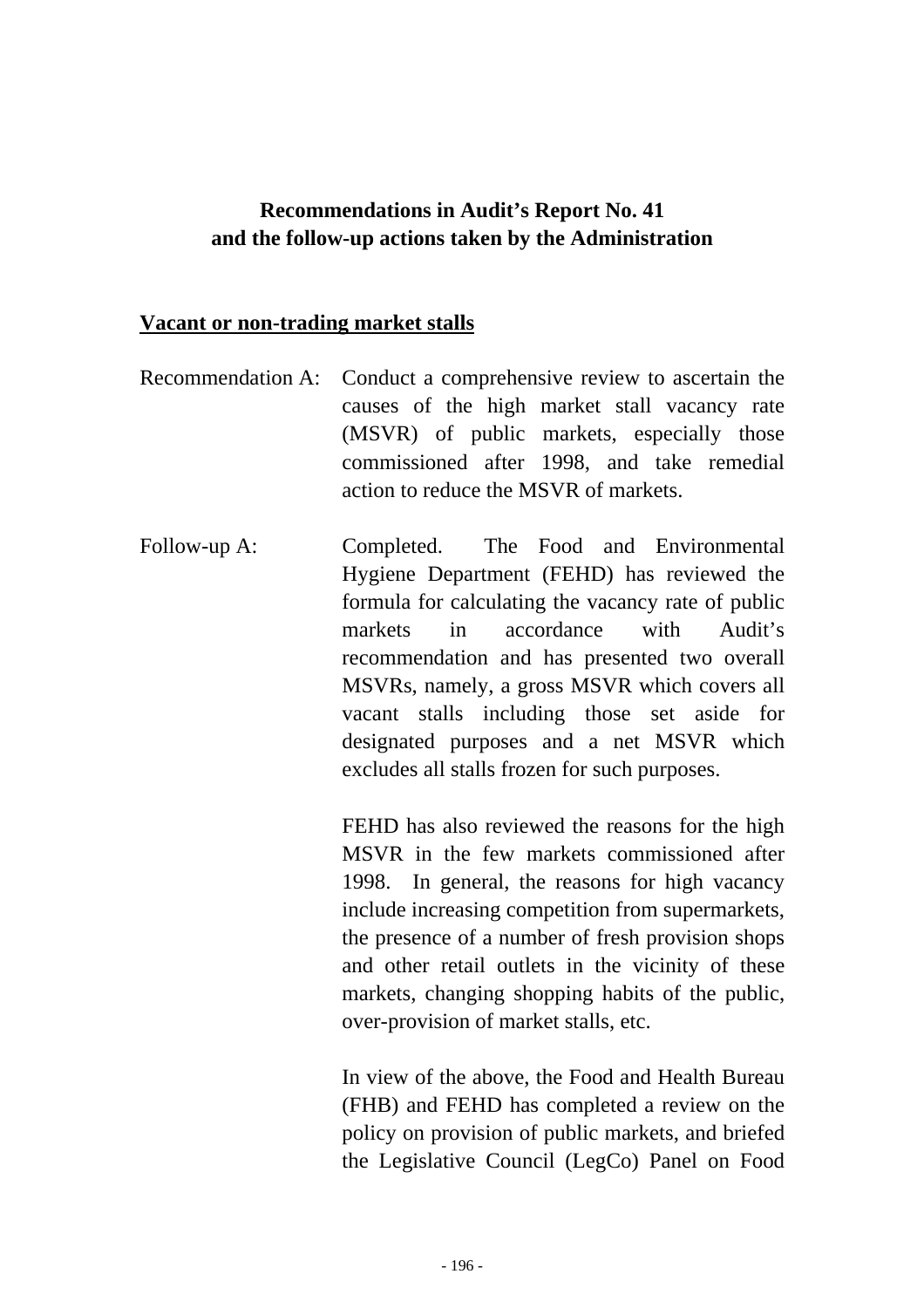**Recommendations in Audit's Report No. 41**
**and the follow-up actions taken by the Administration**

**Vacant or non-trading market stalls**

Recommendation A: Conduct a comprehensive review to ascertain the causes of the high market stall vacancy rate (MSVR) of public markets, especially those commissioned after 1998, and take remedial action to reduce the MSVR of markets.

Follow-up A: Completed. The Food and Environmental Hygiene Department (FEHD) has reviewed the formula for calculating the vacancy rate of public markets in accordance with Audit's recommendation and has presented two overall MSVRs, namely, a gross MSVR which covers all vacant stalls including those set aside for designated purposes and a net MSVR which excludes all stalls frozen for such purposes.

FEHD has also reviewed the reasons for the high MSVR in the few markets commissioned after 1998. In general, the reasons for high vacancy include increasing competition from supermarkets, the presence of a number of fresh provision shops and other retail outlets in the vicinity of these markets, changing shopping habits of the public, over-provision of market stalls, etc.

In view of the above, the Food and Health Bureau (FHB) and FEHD has completed a review on the policy on provision of public markets, and briefed the Legislative Council (LegCo) Panel on Food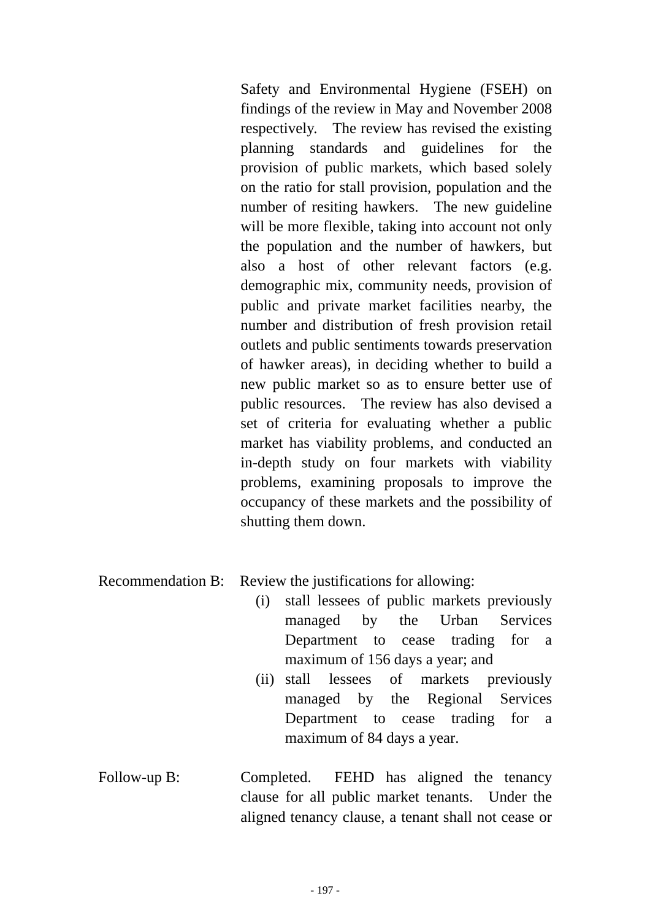Safety and Environmental Hygiene (FSEH) on findings of the review in May and November 2008 respectively. The review has revised the existing planning standards and guidelines for the provision of public markets, which based solely on the ratio for stall provision, population and the number of resiting hawkers. The new guideline will be more flexible, taking into account not only the population and the number of hawkers, but also a host of other relevant factors (e.g. demographic mix, community needs, provision of public and private market facilities nearby, the number and distribution of fresh provision retail outlets and public sentiments towards preservation of hawker areas), in deciding whether to build a new public market so as to ensure better use of public resources. The review has also devised a set of criteria for evaluating whether a public market has viability problems, and conducted an in-depth study on four markets with viability problems, examining proposals to improve the occupancy of these markets and the possibility of shutting them down.

Recommendation B: Review the justifications for allowing:

(i) stall lessees of public markets previously managed by the Urban Services Department to cease trading for a maximum of 156 days a year; and

(ii) stall lessees of markets previously managed by the Regional Services Department to cease trading for a maximum of 84 days a year.

Follow-up B: Completed. FEHD has aligned the tenancy clause for all public market tenants. Under the aligned tenancy clause, a tenant shall not cease or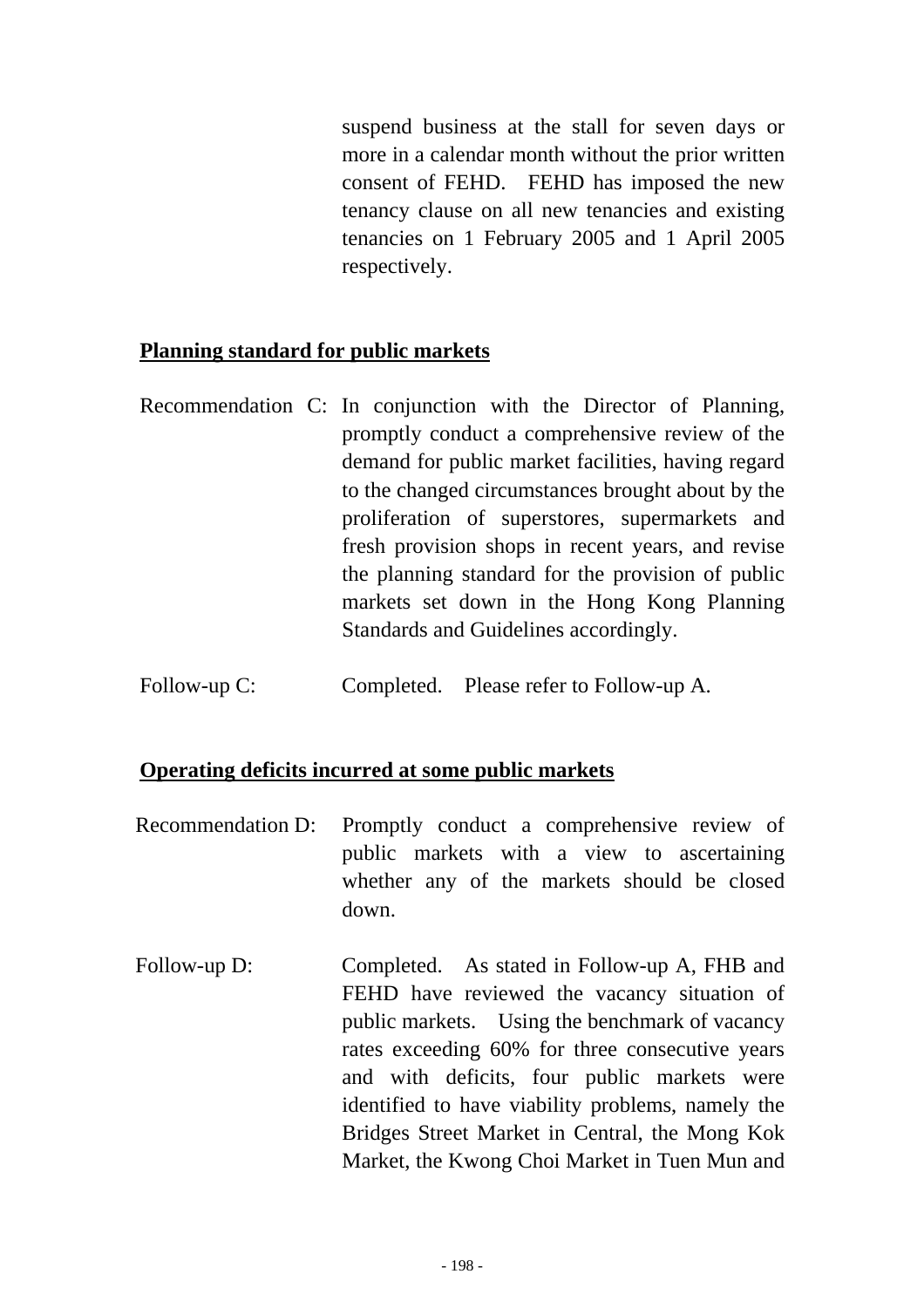suspend business at the stall for seven days or more in a calendar month without the prior written consent of FEHD. FEHD has imposed the new tenancy clause on all new tenancies and existing tenancies on 1 February 2005 and 1 April 2005 respectively.

**Planning standard for public markets**

Recommendation C: In conjunction with the Director of Planning, promptly conduct a comprehensive review of the demand for public market facilities, having regard to the changed circumstances brought about by the proliferation of superstores, supermarkets and fresh provision shops in recent years, and revise the planning standard for the provision of public markets set down in the Hong Kong Planning Standards and Guidelines accordingly.

Follow-up C: Completed. Please refer to Follow-up A.

**Operating deficits incurred at some public markets**

Recommendation D: Promptly conduct a comprehensive review of public markets with a view to ascertaining whether any of the markets should be closed down.

Follow-up D: Completed. As stated in Follow-up A, FHB and FEHD have reviewed the vacancy situation of public markets. Using the benchmark of vacancy rates exceeding 60% for three consecutive years and with deficits, four public markets were identified to have viability problems, namely the Bridges Street Market in Central, the Mong Kok Market, the Kwong Choi Market in Tuen Mun and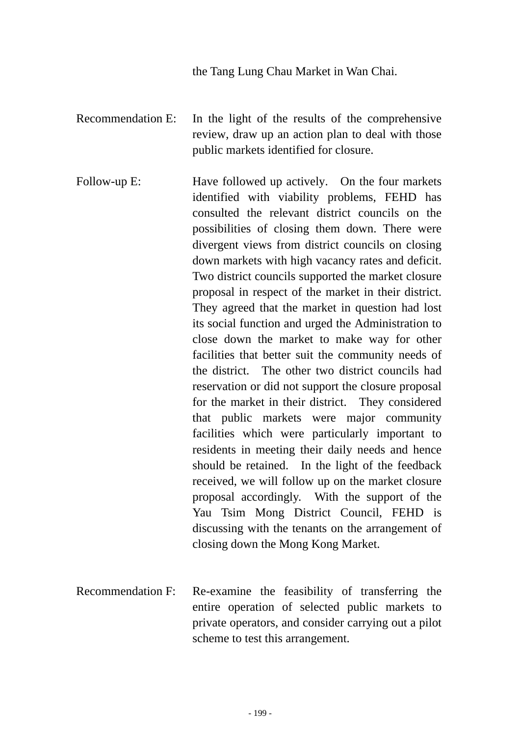the Tang Lung Chau Market in Wan Chai.

Recommendation E: In the light of the results of the comprehensive review, draw up an action plan to deal with those public markets identified for closure.

Follow-up E: Have followed up actively. On the four markets identified with viability problems, FEHD has consulted the relevant district councils on the possibilities of closing them down. There were divergent views from district councils on closing down markets with high vacancy rates and deficit. Two district councils supported the market closure proposal in respect of the market in their district. They agreed that the market in question had lost its social function and urged the Administration to close down the market to make way for other facilities that better suit the community needs of the district. The other two district councils had reservation or did not support the closure proposal for the market in their district. They considered that public markets were major community facilities which were particularly important to residents in meeting their daily needs and hence should be retained. In the light of the feedback received, we will follow up on the market closure proposal accordingly. With the support of the Yau Tsim Mong District Council, FEHD is discussing with the tenants on the arrangement of closing down the Mong Kong Market.

Recommendation F: Re-examine the feasibility of transferring the entire operation of selected public markets to private operators, and consider carrying out a pilot scheme to test this arrangement.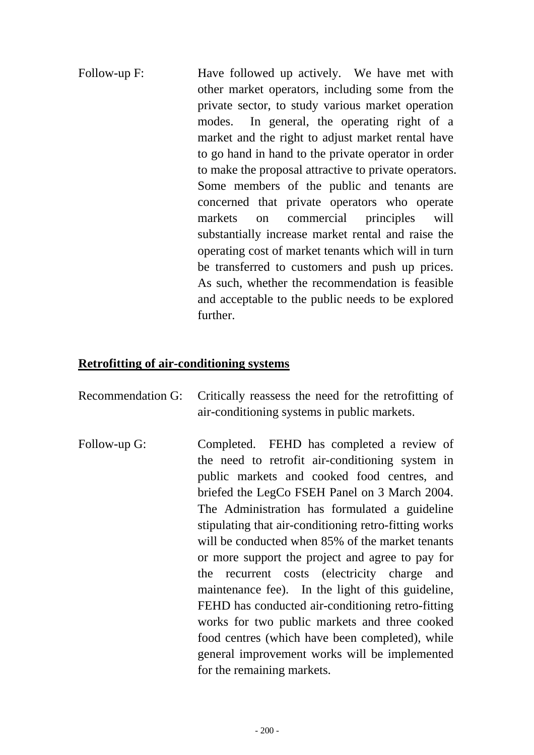Follow-up F: Have followed up actively. We have met with other market operators, including some from the private sector, to study various market operation modes. In general, the operating right of a market and the right to adjust market rental have to go hand in hand to the private operator in order to make the proposal attractive to private operators. Some members of the public and tenants are concerned that private operators who operate markets on commercial principles will substantially increase market rental and raise the operating cost of market tenants which will in turn be transferred to customers and push up prices. As such, whether the recommendation is feasible and acceptable to the public needs to be explored further.

**<u>Retrofitting of air-conditioning systems</u>**

Recommendation G: Critically reassess the need for the retrofitting of air-conditioning systems in public markets.

Follow-up G: Completed. FEHD has completed a review of the need to retrofit air-conditioning system in public markets and cooked food centres, and briefed the LegCo FSEH Panel on 3 March 2004. The Administration has formulated a guideline stipulating that air-conditioning retro-fitting works will be conducted when 85% of the market tenants or more support the project and agree to pay for the recurrent costs (electricity charge and maintenance fee). In the light of this guideline, FEHD has conducted air-conditioning retro-fitting works for two public markets and three cooked food centres (which have been completed), while general improvement works will be implemented for the remaining markets.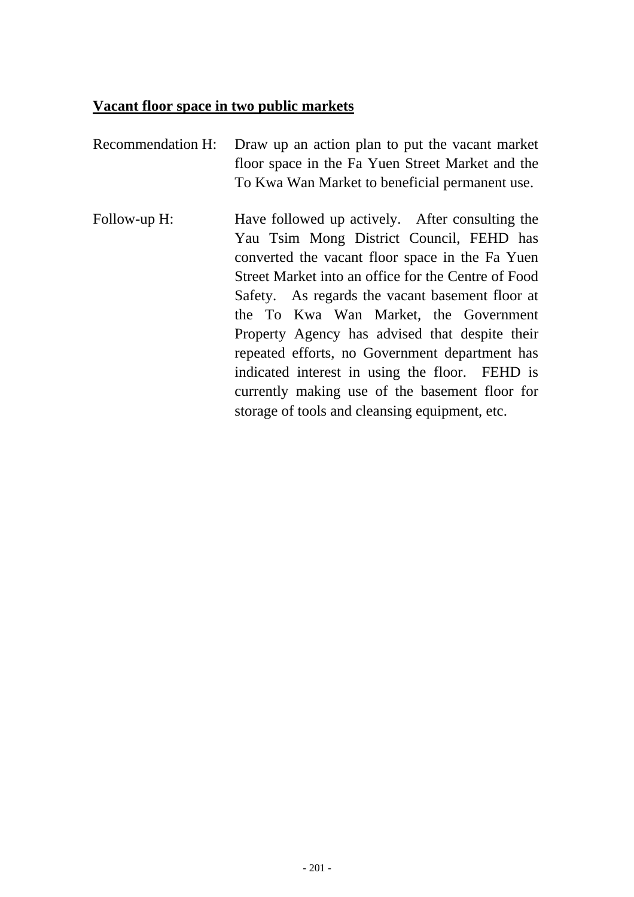**Vacant floor space in two public markets**

| | |
|---|---|
| Recommendation H: | Draw up an action plan to put the vacant market floor space in the Fa Yuen Street Market and the To Kwa Wan Market to beneficial permanent use. |
| Follow-up H: | Have followed up actively. After consulting the Yau Tsim Mong District Council, FEHD has converted the vacant floor space in the Fa Yuen Street Market into an office for the Centre of Food Safety. As regards the vacant basement floor at the To Kwa Wan Market, the Government Property Agency has advised that despite their repeated efforts, no Government department has indicated interest in using the floor. FEHD is currently making use of the basement floor for storage of tools and cleansing equipment, etc. |